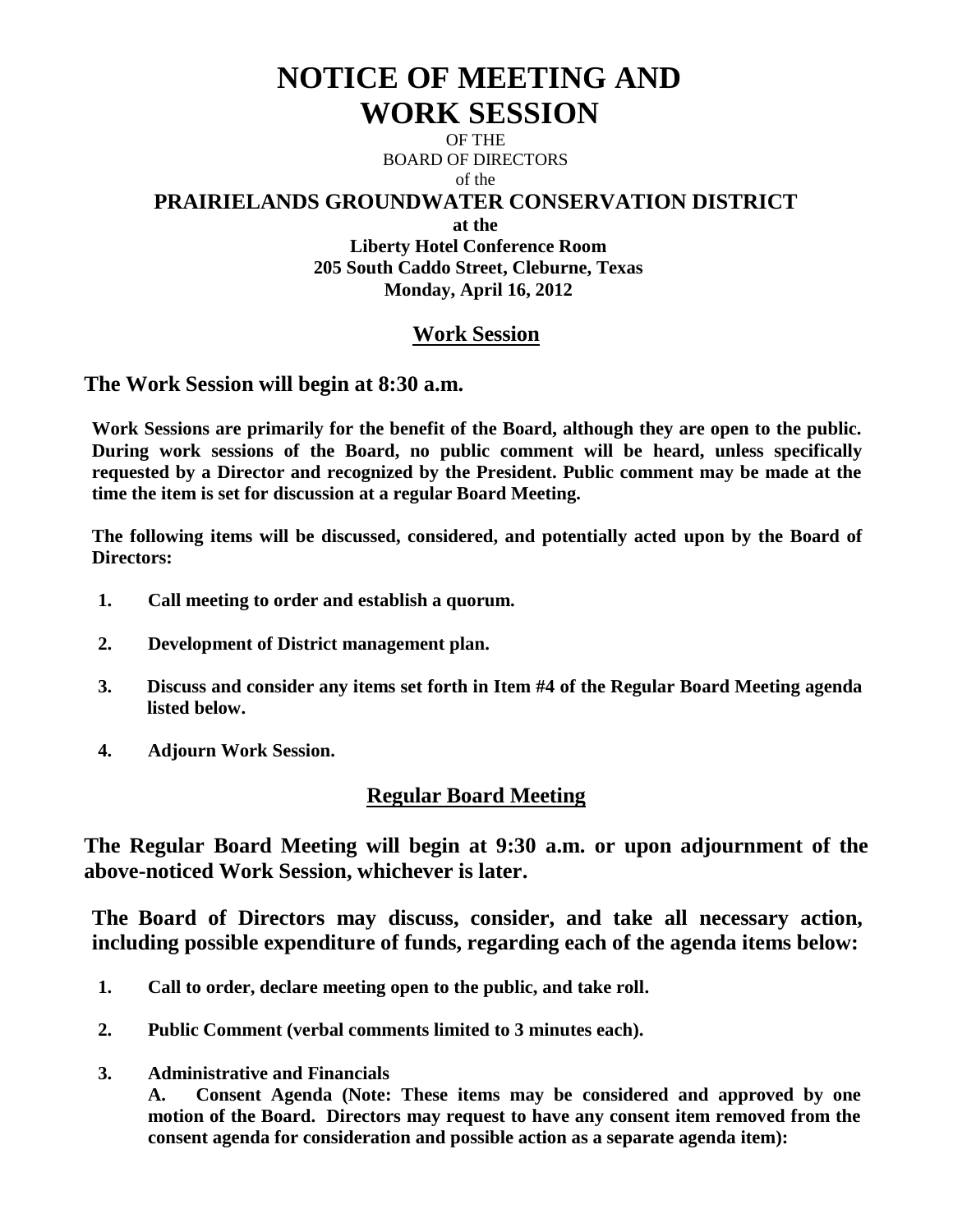# NOTICE OF MEETING AND WORK SESSION

OF THE
BOARD OF DIRECTORS
of the

**PRAIRIELANDS GROUNDWATER CONSERVATION DISTRICT**

**at the**
**Liberty Hotel Conference Room**
**205 South Caddo Street, Cleburne, Texas**
**Monday, April 16, 2012**

## Work Session

### The Work Session will begin at 8:30 a.m.

**Work Sessions are primarily for the benefit of the Board, although they are open to the public. During work sessions of the Board, no public comment will be heard, unless specifically requested by a Director and recognized by the President. Public comment may be made at the time the item is set for discussion at a regular Board Meeting.**

**The following items will be discussed, considered, and potentially acted upon by the Board of Directors:**

1. **Call meeting to order and establish a quorum.**
2. **Development of District management plan.**
3. **Discuss and consider any items set forth in Item #4 of the Regular Board Meeting agenda listed below.**
4. **Adjourn Work Session.**

## Regular Board Meeting

### The Regular Board Meeting will begin at 9:30 a.m. or upon adjournment of the above-noticed Work Session, whichever is later.

**The Board of Directors may discuss, consider, and take all necessary action, including possible expenditure of funds, regarding each of the agenda items below:**

1. **Call to order, declare meeting open to the public, and take roll.**
2. **Public Comment (verbal comments limited to 3 minutes each).**
3. **Administrative and Financials**
   **A. Consent Agenda (Note: These items may be considered and approved by one motion of the Board. Directors may request to have any consent item removed from the consent agenda for consideration and possible action as a separate agenda item):**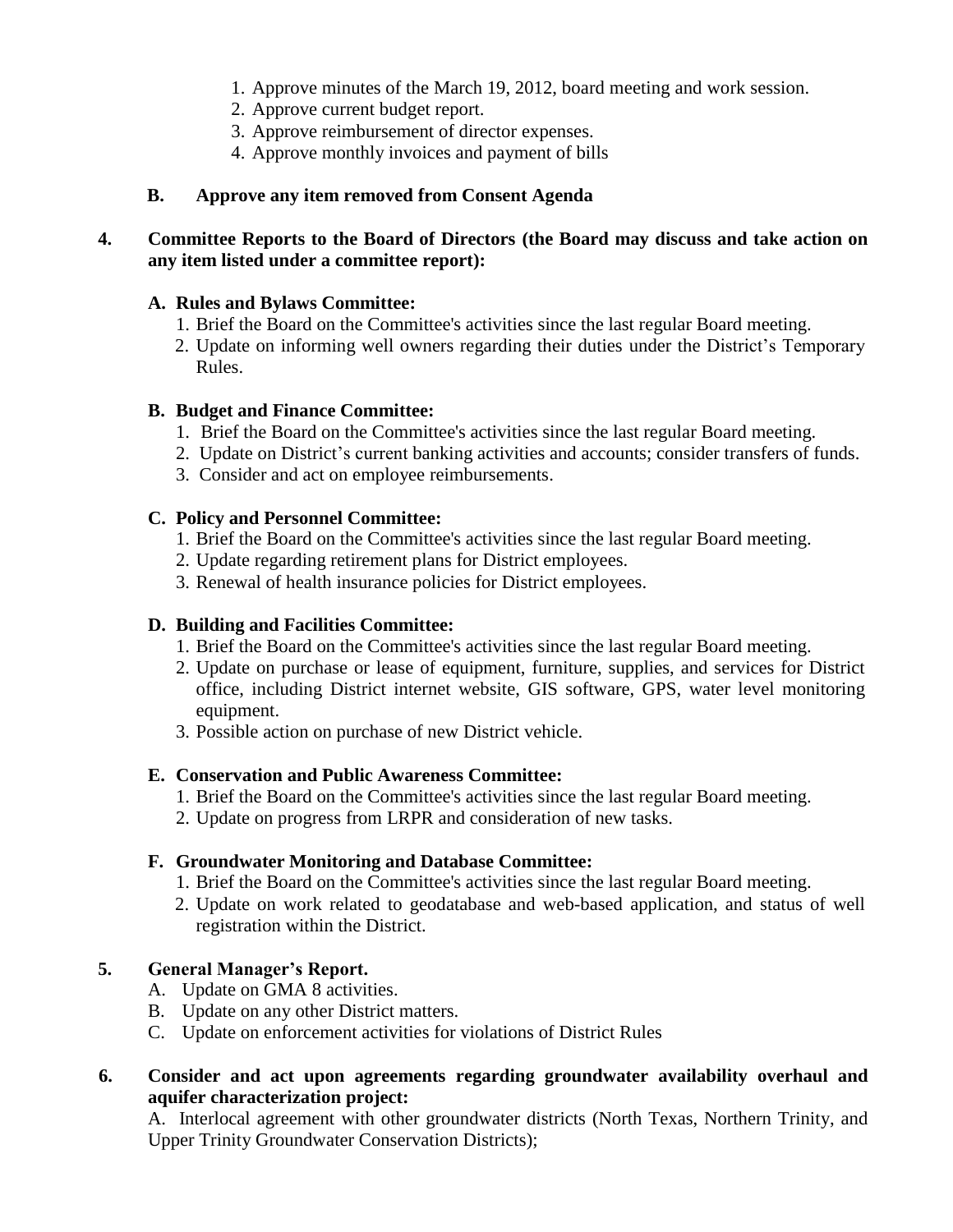1. Approve minutes of the March 19, 2012, board meeting and work session.
2. Approve current budget report.
3. Approve reimbursement of director expenses.
4. Approve monthly invoices and payment of bills

**B. Approve any item removed from Consent Agenda**

**4. Committee Reports to the Board of Directors (the Board may discuss and take action on any item listed under a committee report):**

**A. Rules and Bylaws Committee:**

1. Brief the Board on the Committee's activities since the last regular Board meeting.
2. Update on informing well owners regarding their duties under the District's Temporary Rules.

**B. Budget and Finance Committee:**

1. Brief the Board on the Committee's activities since the last regular Board meeting.
2. Update on District's current banking activities and accounts; consider transfers of funds.
3. Consider and act on employee reimbursements.

**C. Policy and Personnel Committee:**

1. Brief the Board on the Committee's activities since the last regular Board meeting.
2. Update regarding retirement plans for District employees.
3. Renewal of health insurance policies for District employees.

**D. Building and Facilities Committee:**

1. Brief the Board on the Committee's activities since the last regular Board meeting.
2. Update on purchase or lease of equipment, furniture, supplies, and services for District office, including District internet website, GIS software, GPS, water level monitoring equipment.
3. Possible action on purchase of new District vehicle.

**E. Conservation and Public Awareness Committee:**

1. Brief the Board on the Committee's activities since the last regular Board meeting.
2. Update on progress from LRPR and consideration of new tasks.

**F. Groundwater Monitoring and Database Committee:**

1. Brief the Board on the Committee's activities since the last regular Board meeting.
2. Update on work related to geodatabase and web-based application, and status of well registration within the District.

**5. General Manager's Report.**

A. Update on GMA 8 activities.
B. Update on any other District matters.
C. Update on enforcement activities for violations of District Rules

**6. Consider and act upon agreements regarding groundwater availability overhaul and aquifer characterization project:**

A. Interlocal agreement with other groundwater districts (North Texas, Northern Trinity, and Upper Trinity Groundwater Conservation Districts);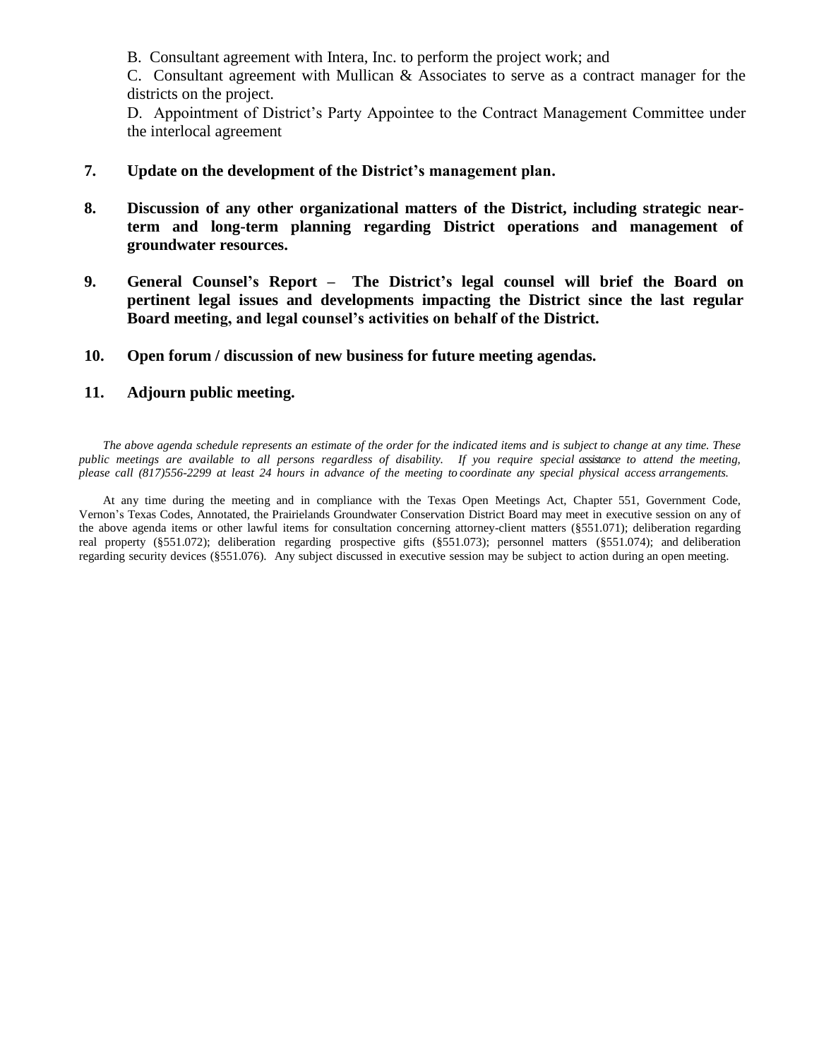B. Consultant agreement with Intera, Inc. to perform the project work; and

C. Consultant agreement with Mullican & Associates to serve as a contract manager for the districts on the project.

D. Appointment of District's Party Appointee to the Contract Management Committee under the interlocal agreement

**7. Update on the development of the District's management plan.**

**8. Discussion of any other organizational matters of the District, including strategic near-term and long-term planning regarding District operations and management of groundwater resources.**

**9. General Counsel's Report – The District's legal counsel will brief the Board on pertinent legal issues and developments impacting the District since the last regular Board meeting, and legal counsel's activities on behalf of the District.**

**10. Open forum / discussion of new business for future meeting agendas.**

**11. Adjourn public meeting.**

*The above agenda schedule represents an estimate of the order for the indicated items and is subject to change at any time. These public meetings are available to all persons regardless of disability. If you require special assistance to attend the meeting, please call (817)556-2299 at least 24 hours in advance of the meeting to coordinate any special physical access arrangements.*

At any time during the meeting and in compliance with the Texas Open Meetings Act, Chapter 551, Government Code, Vernon's Texas Codes, Annotated, the Prairielands Groundwater Conservation District Board may meet in executive session on any of the above agenda items or other lawful items for consultation concerning attorney-client matters (§551.071); deliberation regarding real property (§551.072); deliberation regarding prospective gifts (§551.073); personnel matters (§551.074); and deliberation regarding security devices (§551.076). Any subject discussed in executive session may be subject to action during an open meeting.